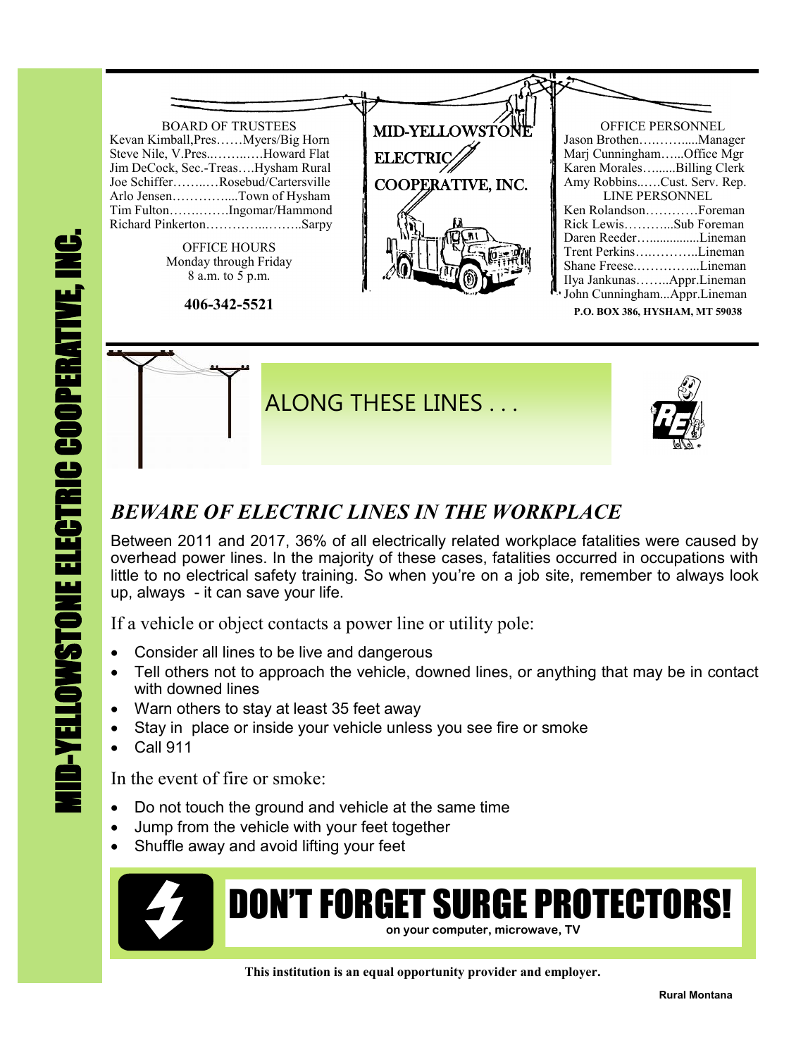# MID-YELLOWSTONE ELECTRIC COOPERATIVE, INC.

**BOARD OF TRUSTEES**

Kevan Kimball,Pres……Myers/Big Horn
Steve Nile, V.Pres..……..….Howard Flat
Jim DeCock, Sec.-Treas….Hysham Rural
Joe Schiffer……..…Rosebud/Cartersville
Arlo Jensen…………....Town of Hysham
Tim Fulton…….……Ingomar/Hammond
Richard Pinkerton…………...……..Sarpy

**OFFICE HOURS**
Monday through Friday
8 a.m. to 5 p.m.

**406-342-5521**

**OFFICE PERSONNEL**

Jason Brothen…..……....Manager
Marj Cunningham…...Office Mgr
Karen Morales…......Billing Clerk
Amy Robbins..….Cust. Serv. Rep.

**LINE PERSONNEL**

Ken Rolandson…………Foreman
Rick Lewis………...Sub Foreman
Daren Reeder…..............Lineman
Trent Perkins…..………..Lineman
Shane Freese..…………...Lineman
Ilya Jankunas……..Appr.Lineman
John Cunningham...Appr.Lineman

**P.O. BOX 386, HYSHAM, MT 59038**

## ALONG THESE LINES . . .

### *BEWARE OF ELECTRIC LINES IN THE WORKPLACE*

Between 2011 and 2017, 36% of all electrically related workplace fatalities were caused by overhead power lines. In the majority of these cases, fatalities occurred in occupations with little to no electrical safety training. So when you're on a job site, remember to always look up, always - it can save your life.

If a vehicle or object contacts a power line or utility pole:

- Consider all lines to be live and dangerous
- Tell others not to approach the vehicle, downed lines, or anything that may be in contact with downed lines
- Warn others to stay at least 35 feet away
- Stay in place or inside your vehicle unless you see fire or smoke
- Call 911

In the event of fire or smoke:

- Do not touch the ground and vehicle at the same time
- Jump from the vehicle with your feet together
- Shuffle away and avoid lifting your feet

## DON'T FORGET SURGE PROTECTORS!

**on your computer, microwave, TV**

**This institution is an equal opportunity provider and employer.**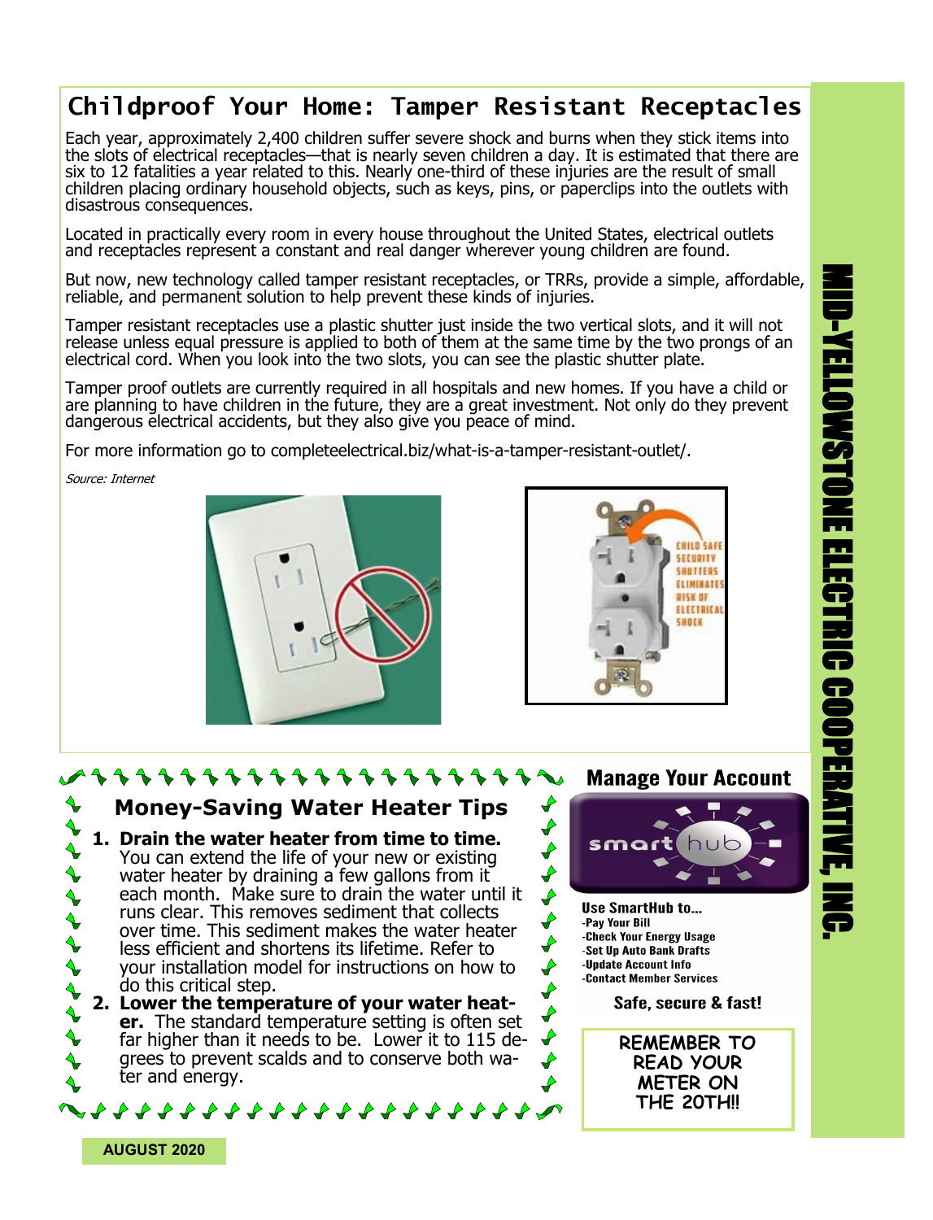# Childproof Your Home: Tamper Resistant Receptacles

Each year, approximately 2,400 children suffer severe shock and burns when they stick items into the slots of electrical receptacles—that is nearly seven children a day. It is estimated that there are six to 12 fatalities a year related to this. Nearly one-third of these injuries are the result of small children placing ordinary household objects, such as keys, pins, or paperclips into the outlets with disastrous consequences.

Located in practically every room in every house throughout the United States, electrical outlets and receptacles represent a constant and real danger wherever young children are found.

But now, new technology called tamper resistant receptacles, or TRRs, provide a simple, affordable, reliable, and permanent solution to help prevent these kinds of injuries.

Tamper resistant receptacles use a plastic shutter just inside the two vertical slots, and it will not release unless equal pressure is applied to both of them at the same time by the two prongs of an electrical cord. When you look into the two slots, you can see the plastic shutter plate.

Tamper proof outlets are currently required in all hospitals and new homes. If you have a child or are planning to have children in the future, they are a great investment. Not only do they prevent dangerous electrical accidents, but they also give you peace of mind.

For more information go to completeelectrical.biz/what-is-a-tamper-resistant-outlet/.

*Source: Internet*

CHILD SAFE SECURITY SHUTTERS ELIMINATES RISK OF ELECTRICAL SHOCK

## Money-Saving Water Heater Tips

1. **Drain the water heater from time to time.** You can extend the life of your new or existing water heater by draining a few gallons from it each month. Make sure to drain the water until it runs clear. This removes sediment that collects over time. This sediment makes the water heater less efficient and shortens its lifetime. Refer to your installation model for instructions on how to do this critical step.
2. **Lower the temperature of your water heater.** The standard temperature setting is often set far higher than it needs to be. Lower it to 115 degrees to prevent scalds and to conserve both water and energy.

## Manage Your Account

smarthub

**Use SmartHub to...**
- Pay Your Bill
- Check Your Energy Usage
- Set Up Auto Bank Drafts
- Update Account Info
- Contact Member Services

**Safe, secure & fast!**

**REMEMBER TO READ YOUR METER ON THE 20TH!!**

MID-YELLOWSTONE ELECTRIC COOPERATIVE, INC.

AUGUST 2020